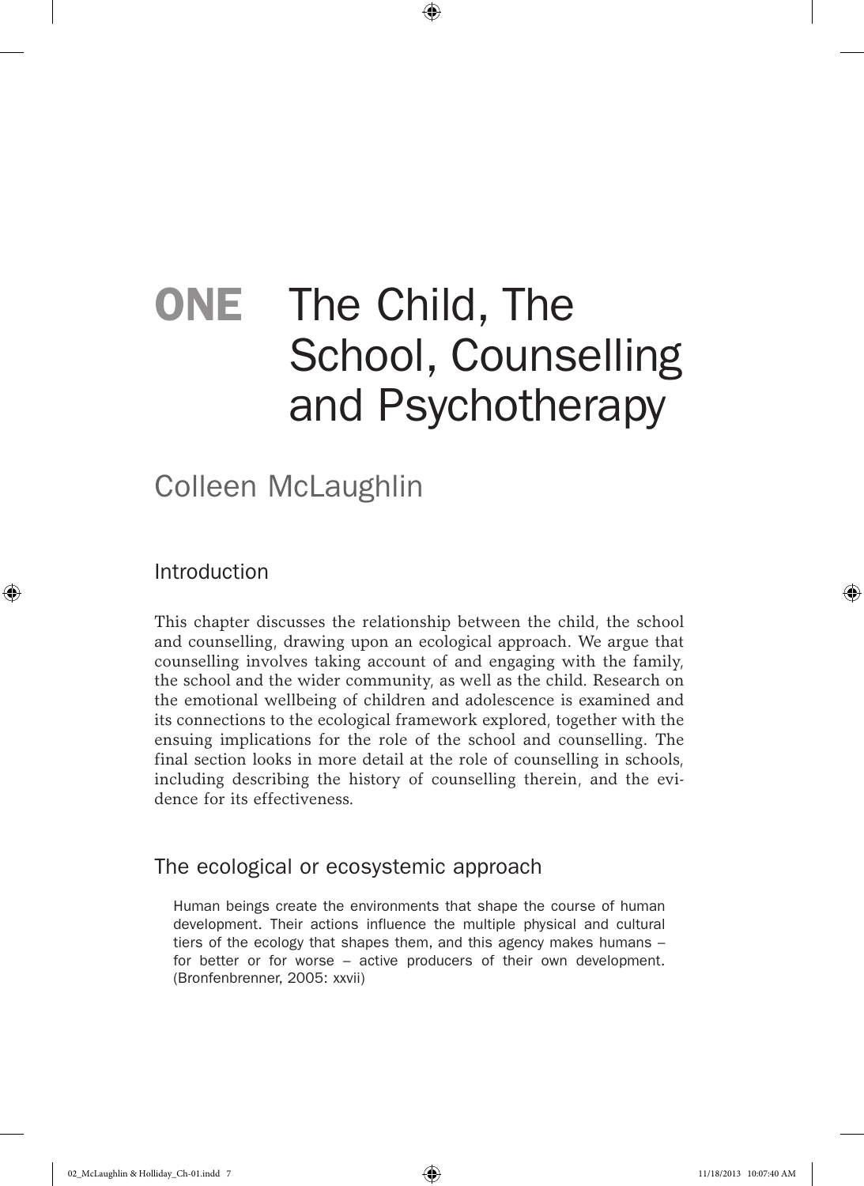# ONE The Child, The School, Counselling and Psychotherapy

## Colleen McLaughlin

### Introduction

This chapter discusses the relationship between the child, the school and counselling, drawing upon an ecological approach. We argue that counselling involves taking account of and engaging with the family, the school and the wider community, as well as the child. Research on the emotional wellbeing of children and adolescence is examined and its connections to the ecological framework explored, together with the ensuing implications for the role of the school and counselling. The final section looks in more detail at the role of counselling in schools, including describing the history of counselling therein, and the evidence for its effectiveness.

### The ecological or ecosystemic approach

> Human beings create the environments that shape the course of human development. Their actions influence the multiple physical and cultural tiers of the ecology that shapes them, and this agency makes humans – for better or for worse – active producers of their own development. (Bronfenbrenner, 2005: xxvii)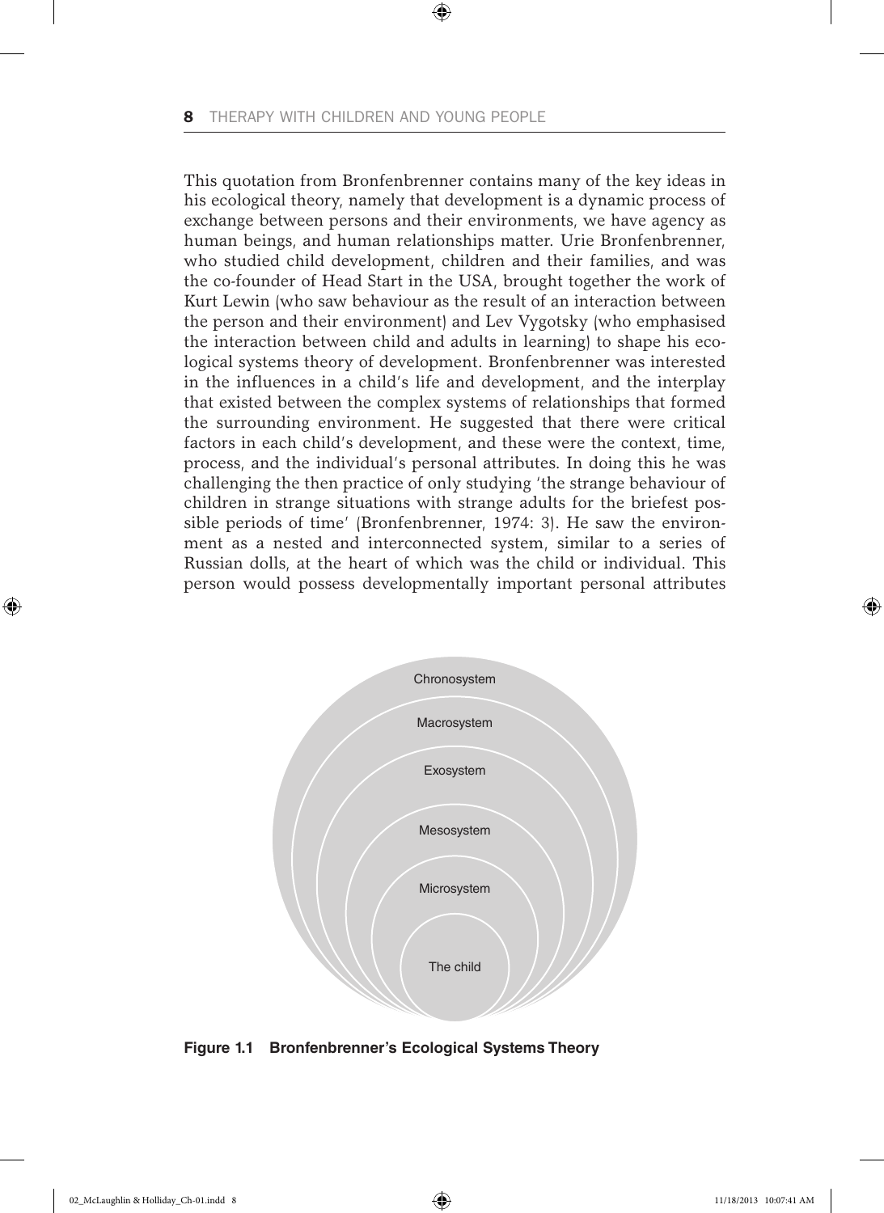This quotation from Bronfenbrenner contains many of the key ideas in his ecological theory, namely that development is a dynamic process of exchange between persons and their environments, we have agency as human beings, and human relationships matter. Urie Bronfenbrenner, who studied child development, children and their families, and was the co-founder of Head Start in the USA, brought together the work of Kurt Lewin (who saw behaviour as the result of an interaction between the person and their environment) and Lev Vygotsky (who emphasised the interaction between child and adults in learning) to shape his ecological systems theory of development. Bronfenbrenner was interested in the influences in a child's life and development, and the interplay that existed between the complex systems of relationships that formed the surrounding environment. He suggested that there were critical factors in each child's development, and these were the context, time, process, and the individual's personal attributes. In doing this he was challenging the then practice of only studying 'the strange behaviour of children in strange situations with strange adults for the briefest possible periods of time' (Bronfenbrenner, 1974: 3). He saw the environment as a nested and interconnected system, similar to a series of Russian dolls, at the heart of which was the child or individual. This person would possess developmentally important personal attributes

**Figure 1.1 Bronfenbrenner's Ecological Systems Theory**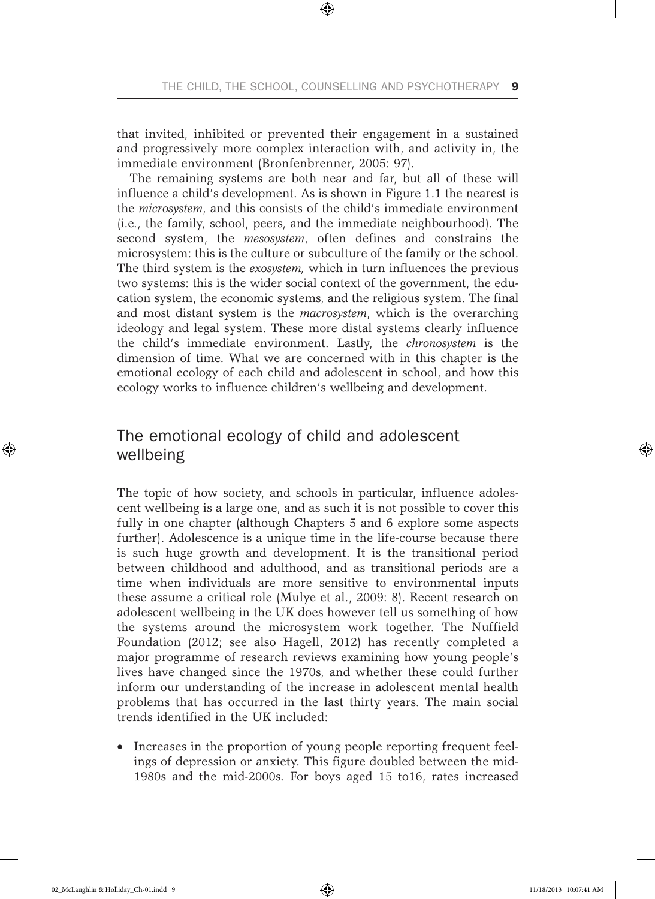that invited, inhibited or prevented their engagement in a sustained and progressively more complex interaction with, and activity in, the immediate environment (Bronfenbrenner, 2005: 97).

The remaining systems are both near and far, but all of these will influence a child's development. As is shown in Figure 1.1 the nearest is the *microsystem*, and this consists of the child's immediate environment (i.e., the family, school, peers, and the immediate neighbourhood). The second system, the *mesosystem*, often defines and constrains the microsystem: this is the culture or subculture of the family or the school. The third system is the *exosystem,* which in turn influences the previous two systems: this is the wider social context of the government, the education system, the economic systems, and the religious system. The final and most distant system is the *macrosystem*, which is the overarching ideology and legal system. These more distal systems clearly influence the child's immediate environment. Lastly, the *chronosystem* is the dimension of time. What we are concerned with in this chapter is the emotional ecology of each child and adolescent in school, and how this ecology works to influence children's wellbeing and development.

## The emotional ecology of child and adolescent wellbeing

The topic of how society, and schools in particular, influence adolescent wellbeing is a large one, and as such it is not possible to cover this fully in one chapter (although Chapters 5 and 6 explore some aspects further). Adolescence is a unique time in the life-course because there is such huge growth and development. It is the transitional period between childhood and adulthood, and as transitional periods are a time when individuals are more sensitive to environmental inputs these assume a critical role (Mulye et al., 2009: 8). Recent research on adolescent wellbeing in the UK does however tell us something of how the systems around the microsystem work together. The Nuffield Foundation (2012; see also Hagell, 2012) has recently completed a major programme of research reviews examining how young people's lives have changed since the 1970s, and whether these could further inform our understanding of the increase in adolescent mental health problems that has occurred in the last thirty years. The main social trends identified in the UK included:

- Increases in the proportion of young people reporting frequent feelings of depression or anxiety. This figure doubled between the mid-1980s and the mid-2000s. For boys aged 15 to16, rates increased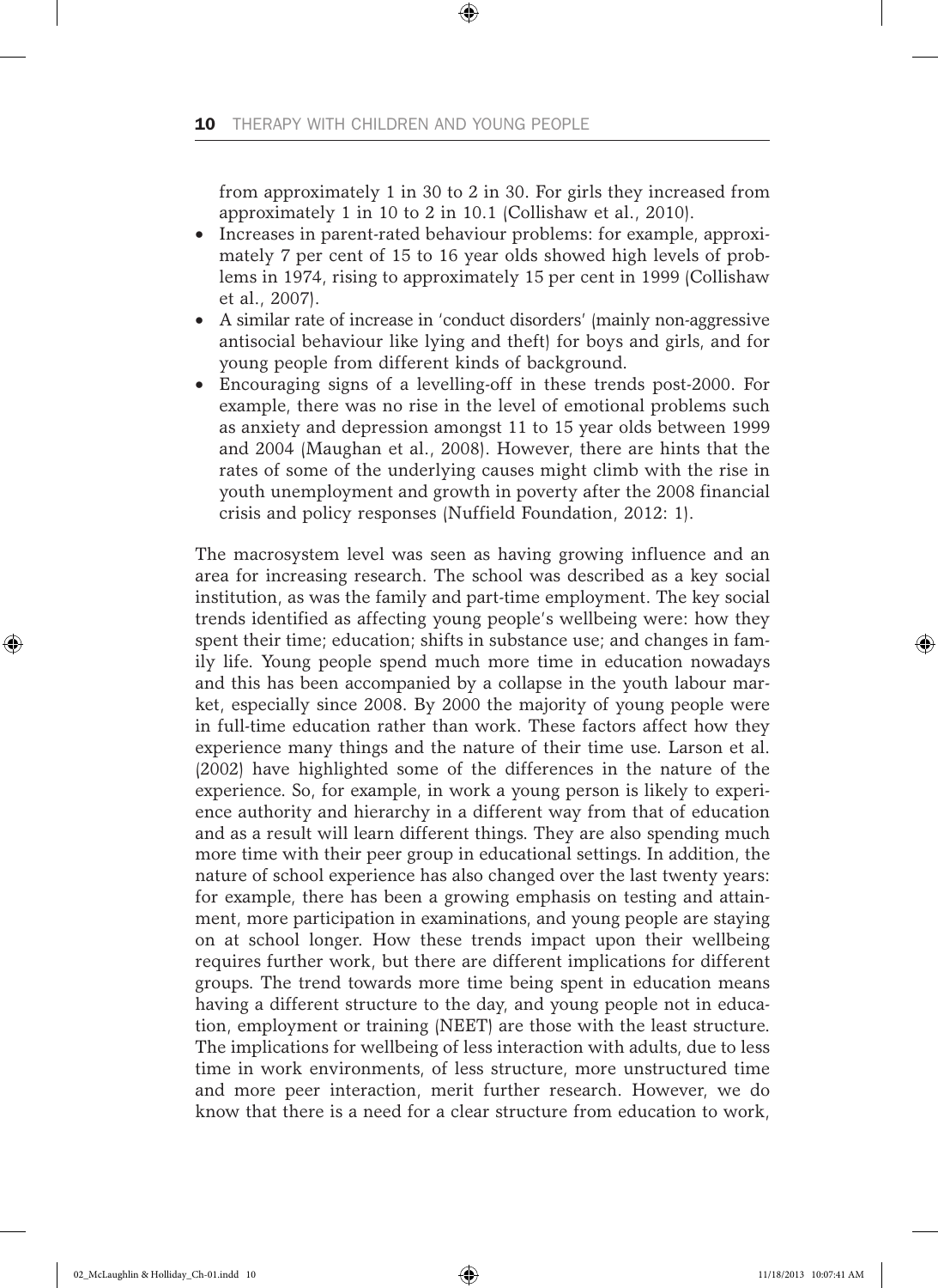from approximately 1 in 30 to 2 in 30. For girls they increased from approximately 1 in 10 to 2 in 10.1 (Collishaw et al., 2010).

- Increases in parent-rated behaviour problems: for example, approximately 7 per cent of 15 to 16 year olds showed high levels of problems in 1974, rising to approximately 15 per cent in 1999 (Collishaw et al., 2007).
- A similar rate of increase in 'conduct disorders' (mainly non-aggressive antisocial behaviour like lying and theft) for boys and girls, and for young people from different kinds of background.
- Encouraging signs of a levelling-off in these trends post-2000. For example, there was no rise in the level of emotional problems such as anxiety and depression amongst 11 to 15 year olds between 1999 and 2004 (Maughan et al., 2008). However, there are hints that the rates of some of the underlying causes might climb with the rise in youth unemployment and growth in poverty after the 2008 financial crisis and policy responses (Nuffield Foundation, 2012: 1).

The macrosystem level was seen as having growing influence and an area for increasing research. The school was described as a key social institution, as was the family and part-time employment. The key social trends identified as affecting young people's wellbeing were: how they spent their time; education; shifts in substance use; and changes in family life. Young people spend much more time in education nowadays and this has been accompanied by a collapse in the youth labour market, especially since 2008. By 2000 the majority of young people were in full-time education rather than work. These factors affect how they experience many things and the nature of their time use. Larson et al. (2002) have highlighted some of the differences in the nature of the experience. So, for example, in work a young person is likely to experience authority and hierarchy in a different way from that of education and as a result will learn different things. They are also spending much more time with their peer group in educational settings. In addition, the nature of school experience has also changed over the last twenty years: for example, there has been a growing emphasis on testing and attainment, more participation in examinations, and young people are staying on at school longer. How these trends impact upon their wellbeing requires further work, but there are different implications for different groups. The trend towards more time being spent in education means having a different structure to the day, and young people not in education, employment or training (NEET) are those with the least structure. The implications for wellbeing of less interaction with adults, due to less time in work environments, of less structure, more unstructured time and more peer interaction, merit further research. However, we do know that there is a need for a clear structure from education to work,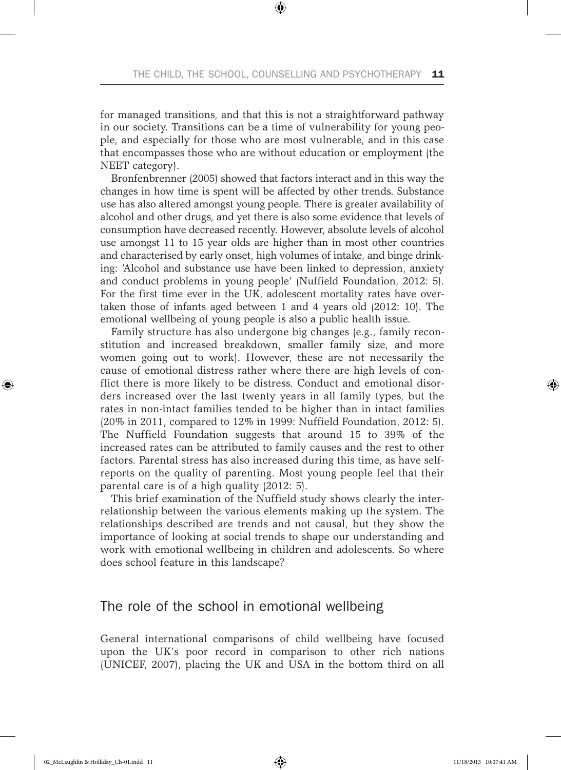for managed transitions, and that this is not a straightforward pathway in our society. Transitions can be a time of vulnerability for young people, and especially for those who are most vulnerable, and in this case that encompasses those who are without education or employment (the NEET category).

Bronfenbrenner (2005) showed that factors interact and in this way the changes in how time is spent will be affected by other trends. Substance use has also altered amongst young people. There is greater availability of alcohol and other drugs, and yet there is also some evidence that levels of consumption have decreased recently. However, absolute levels of alcohol use amongst 11 to 15 year olds are higher than in most other countries and characterised by early onset, high volumes of intake, and binge drinking: 'Alcohol and substance use have been linked to depression, anxiety and conduct problems in young people' (Nuffield Foundation, 2012: 5). For the first time ever in the UK, adolescent mortality rates have overtaken those of infants aged between 1 and 4 years old (2012: 10). The emotional wellbeing of young people is also a public health issue.

Family structure has also undergone big changes (e.g., family reconstitution and increased breakdown, smaller family size, and more women going out to work). However, these are not necessarily the cause of emotional distress rather where there are high levels of conflict there is more likely to be distress. Conduct and emotional disorders increased over the last twenty years in all family types, but the rates in non-intact families tended to be higher than in intact families (20% in 2011, compared to 12% in 1999: Nuffield Foundation, 2012: 5). The Nuffield Foundation suggests that around 15 to 39% of the increased rates can be attributed to family causes and the rest to other factors. Parental stress has also increased during this time, as have self-reports on the quality of parenting. Most young people feel that their parental care is of a high quality (2012: 5).

This brief examination of the Nuffield study shows clearly the interrelationship between the various elements making up the system. The relationships described are trends and not causal, but they show the importance of looking at social trends to shape our understanding and work with emotional wellbeing in children and adolescents. So where does school feature in this landscape?

## The role of the school in emotional wellbeing

General international comparisons of child wellbeing have focused upon the UK's poor record in comparison to other rich nations (UNICEF, 2007), placing the UK and USA in the bottom third on all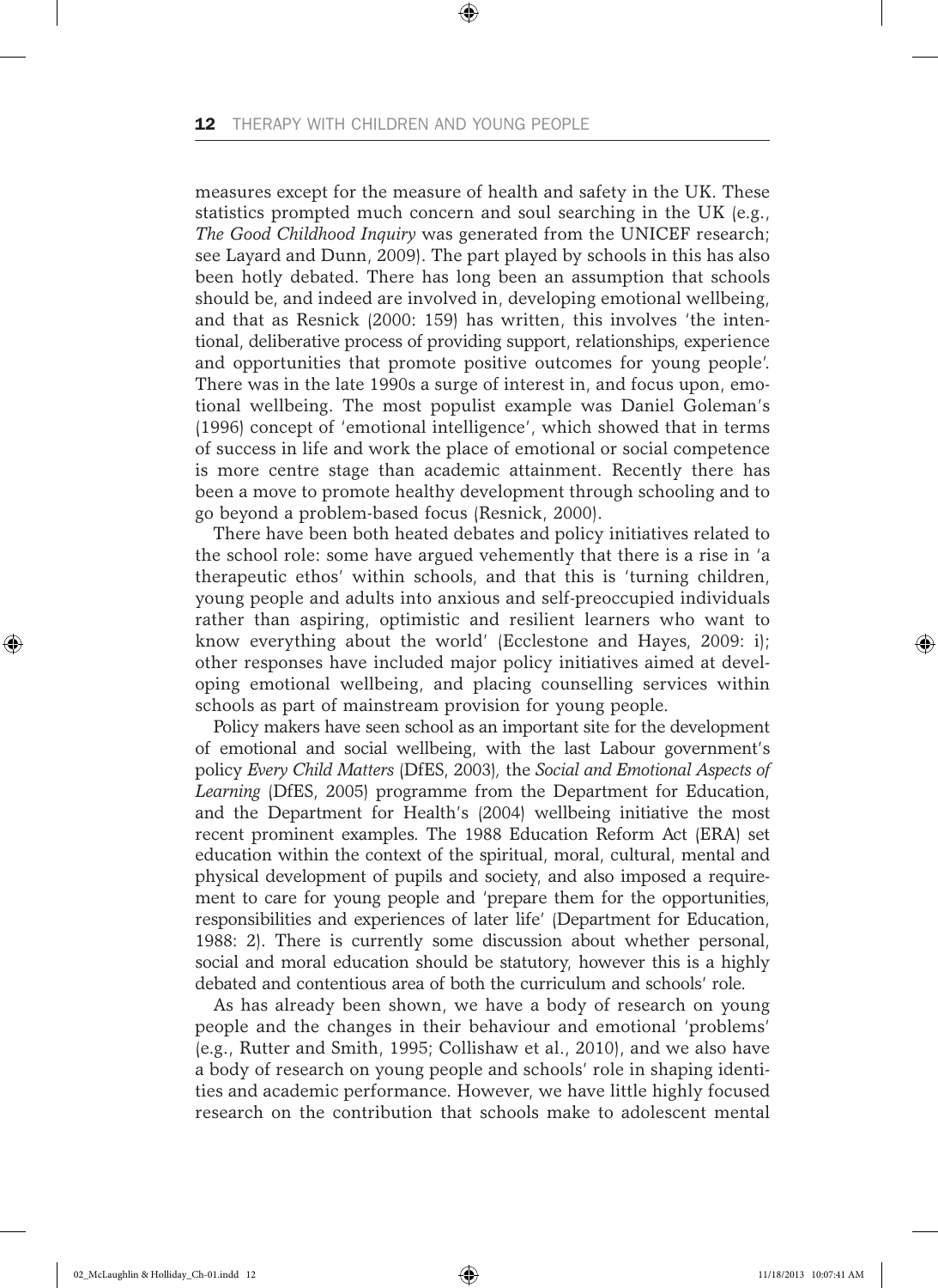measures except for the measure of health and safety in the UK. These statistics prompted much concern and soul searching in the UK (e.g., *The Good Childhood Inquiry* was generated from the UNICEF research; see Layard and Dunn, 2009). The part played by schools in this has also been hotly debated. There has long been an assumption that schools should be, and indeed are involved in, developing emotional wellbeing, and that as Resnick (2000: 159) has written, this involves 'the intentional, deliberative process of providing support, relationships, experience and opportunities that promote positive outcomes for young people'. There was in the late 1990s a surge of interest in, and focus upon, emotional wellbeing. The most populist example was Daniel Goleman's (1996) concept of 'emotional intelligence', which showed that in terms of success in life and work the place of emotional or social competence is more centre stage than academic attainment. Recently there has been a move to promote healthy development through schooling and to go beyond a problem-based focus (Resnick, 2000).

There have been both heated debates and policy initiatives related to the school role: some have argued vehemently that there is a rise in 'a therapeutic ethos' within schools, and that this is 'turning children, young people and adults into anxious and self-preoccupied individuals rather than aspiring, optimistic and resilient learners who want to know everything about the world' (Ecclestone and Hayes, 2009: i); other responses have included major policy initiatives aimed at developing emotional wellbeing, and placing counselling services within schools as part of mainstream provision for young people.

Policy makers have seen school as an important site for the development of emotional and social wellbeing, with the last Labour government's policy *Every Child Matters* (DfES, 2003), the *Social and Emotional Aspects of Learning* (DfES, 2005) programme from the Department for Education, and the Department for Health's (2004) wellbeing initiative the most recent prominent examples. The 1988 Education Reform Act (ERA) set education within the context of the spiritual, moral, cultural, mental and physical development of pupils and society, and also imposed a requirement to care for young people and 'prepare them for the opportunities, responsibilities and experiences of later life' (Department for Education, 1988: 2). There is currently some discussion about whether personal, social and moral education should be statutory, however this is a highly debated and contentious area of both the curriculum and schools' role.

As has already been shown, we have a body of research on young people and the changes in their behaviour and emotional 'problems' (e.g., Rutter and Smith, 1995; Collishaw et al., 2010), and we also have a body of research on young people and schools' role in shaping identities and academic performance. However, we have little highly focused research on the contribution that schools make to adolescent mental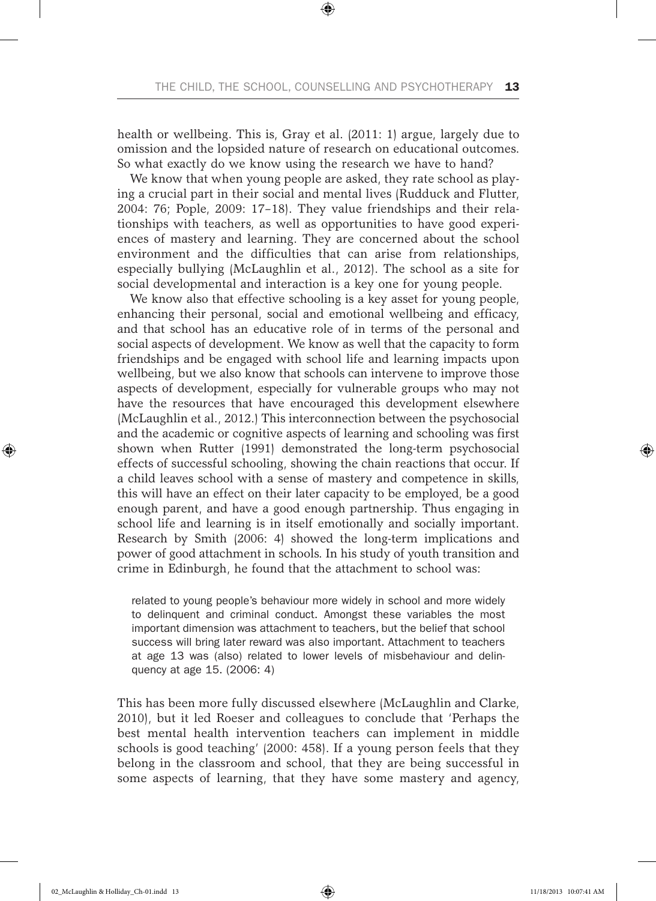health or wellbeing. This is, Gray et al. (2011: 1) argue, largely due to omission and the lopsided nature of research on educational outcomes. So what exactly do we know using the research we have to hand?

We know that when young people are asked, they rate school as playing a crucial part in their social and mental lives (Rudduck and Flutter, 2004: 76; Pople, 2009: 17–18). They value friendships and their relationships with teachers, as well as opportunities to have good experiences of mastery and learning. They are concerned about the school environment and the difficulties that can arise from relationships, especially bullying (McLaughlin et al., 2012). The school as a site for social developmental and interaction is a key one for young people.

We know also that effective schooling is a key asset for young people, enhancing their personal, social and emotional wellbeing and efficacy, and that school has an educative role of in terms of the personal and social aspects of development. We know as well that the capacity to form friendships and be engaged with school life and learning impacts upon wellbeing, but we also know that schools can intervene to improve those aspects of development, especially for vulnerable groups who may not have the resources that have encouraged this development elsewhere (McLaughlin et al., 2012.) This interconnection between the psychosocial and the academic or cognitive aspects of learning and schooling was first shown when Rutter (1991) demonstrated the long-term psychosocial effects of successful schooling, showing the chain reactions that occur. If a child leaves school with a sense of mastery and competence in skills, this will have an effect on their later capacity to be employed, be a good enough parent, and have a good enough partnership. Thus engaging in school life and learning is in itself emotionally and socially important. Research by Smith (2006: 4) showed the long-term implications and power of good attachment in schools. In his study of youth transition and crime in Edinburgh, he found that the attachment to school was:

> related to young people's behaviour more widely in school and more widely to delinquent and criminal conduct. Amongst these variables the most important dimension was attachment to teachers, but the belief that school success will bring later reward was also important. Attachment to teachers at age 13 was (also) related to lower levels of misbehaviour and delinquency at age 15. (2006: 4)

This has been more fully discussed elsewhere (McLaughlin and Clarke, 2010), but it led Roeser and colleagues to conclude that 'Perhaps the best mental health intervention teachers can implement in middle schools is good teaching' (2000: 458). If a young person feels that they belong in the classroom and school, that they are being successful in some aspects of learning, that they have some mastery and agency,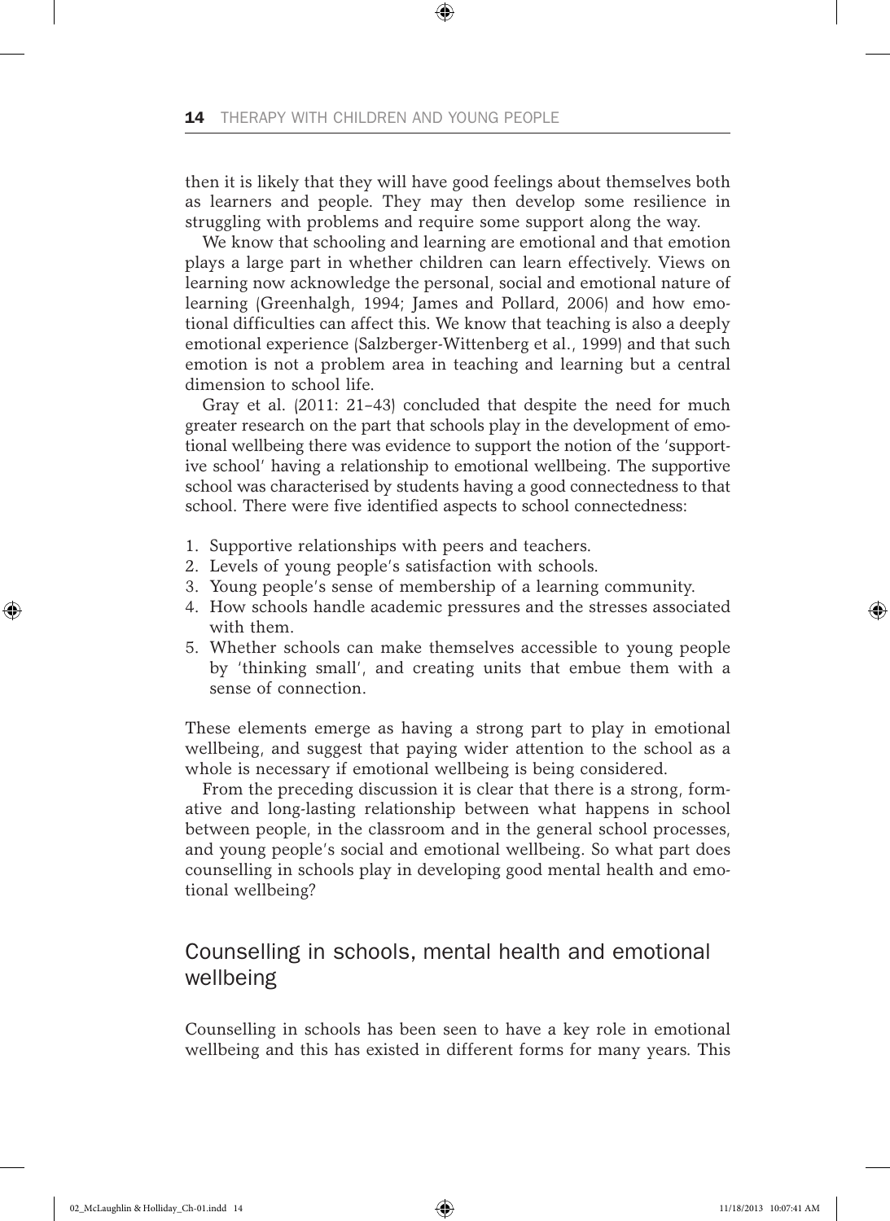then it is likely that they will have good feelings about themselves both as learners and people. They may then develop some resilience in struggling with problems and require some support along the way.

We know that schooling and learning are emotional and that emotion plays a large part in whether children can learn effectively. Views on learning now acknowledge the personal, social and emotional nature of learning (Greenhalgh, 1994; James and Pollard, 2006) and how emotional difficulties can affect this. We know that teaching is also a deeply emotional experience (Salzberger-Wittenberg et al., 1999) and that such emotion is not a problem area in teaching and learning but a central dimension to school life.

Gray et al. (2011: 21–43) concluded that despite the need for much greater research on the part that schools play in the development of emotional wellbeing there was evidence to support the notion of the 'supportive school' having a relationship to emotional wellbeing. The supportive school was characterised by students having a good connectedness to that school. There were five identified aspects to school connectedness:

1. Supportive relationships with peers and teachers.
2. Levels of young people's satisfaction with schools.
3. Young people's sense of membership of a learning community.
4. How schools handle academic pressures and the stresses associated with them.
5. Whether schools can make themselves accessible to young people by 'thinking small', and creating units that embue them with a sense of connection.

These elements emerge as having a strong part to play in emotional wellbeing, and suggest that paying wider attention to the school as a whole is necessary if emotional wellbeing is being considered.

From the preceding discussion it is clear that there is a strong, formative and long-lasting relationship between what happens in school between people, in the classroom and in the general school processes, and young people's social and emotional wellbeing. So what part does counselling in schools play in developing good mental health and emotional wellbeing?

## Counselling in schools, mental health and emotional wellbeing

Counselling in schools has been seen to have a key role in emotional wellbeing and this has existed in different forms for many years. This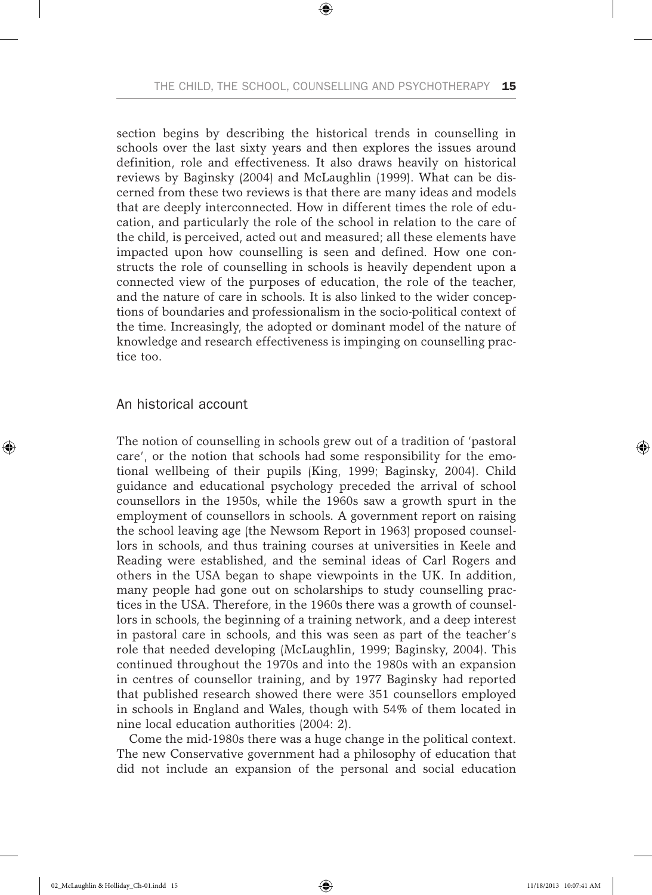section begins by describing the historical trends in counselling in schools over the last sixty years and then explores the issues around definition, role and effectiveness. It also draws heavily on historical reviews by Baginsky (2004) and McLaughlin (1999). What can be discerned from these two reviews is that there are many ideas and models that are deeply interconnected. How in different times the role of education, and particularly the role of the school in relation to the care of the child, is perceived, acted out and measured; all these elements have impacted upon how counselling is seen and defined. How one constructs the role of counselling in schools is heavily dependent upon a connected view of the purposes of education, the role of the teacher, and the nature of care in schools. It is also linked to the wider conceptions of boundaries and professionalism in the socio-political context of the time. Increasingly, the adopted or dominant model of the nature of knowledge and research effectiveness is impinging on counselling practice too.

## An historical account

The notion of counselling in schools grew out of a tradition of 'pastoral care', or the notion that schools had some responsibility for the emotional wellbeing of their pupils (King, 1999; Baginsky, 2004). Child guidance and educational psychology preceded the arrival of school counsellors in the 1950s, while the 1960s saw a growth spurt in the employment of counsellors in schools. A government report on raising the school leaving age (the Newsom Report in 1963) proposed counsellors in schools, and thus training courses at universities in Keele and Reading were established, and the seminal ideas of Carl Rogers and others in the USA began to shape viewpoints in the UK. In addition, many people had gone out on scholarships to study counselling practices in the USA. Therefore, in the 1960s there was a growth of counsellors in schools, the beginning of a training network, and a deep interest in pastoral care in schools, and this was seen as part of the teacher's role that needed developing (McLaughlin, 1999; Baginsky, 2004). This continued throughout the 1970s and into the 1980s with an expansion in centres of counsellor training, and by 1977 Baginsky had reported that published research showed there were 351 counsellors employed in schools in England and Wales, though with 54% of them located in nine local education authorities (2004: 2).

Come the mid-1980s there was a huge change in the political context. The new Conservative government had a philosophy of education that did not include an expansion of the personal and social education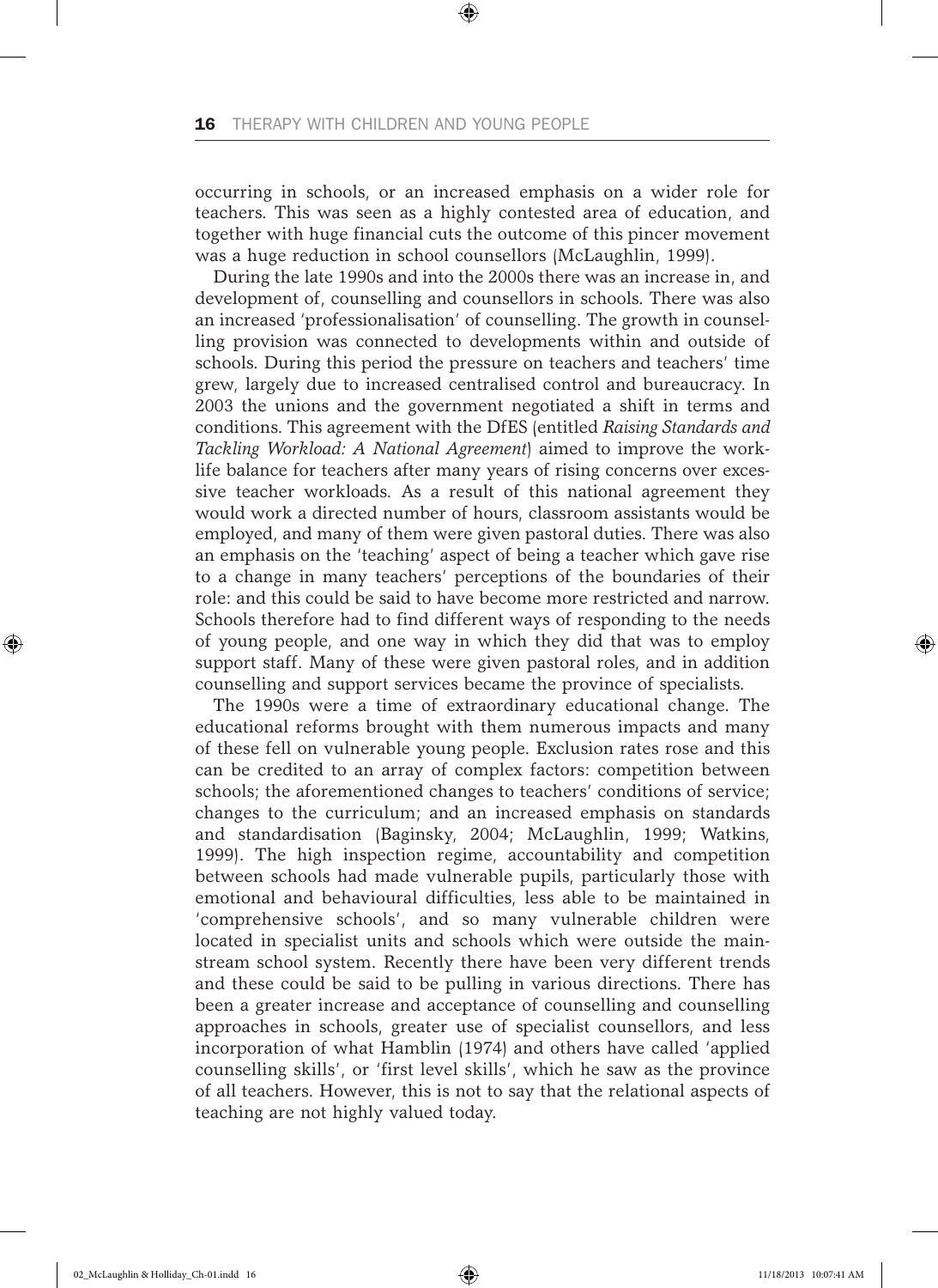occurring in schools, or an increased emphasis on a wider role for teachers. This was seen as a highly contested area of education, and together with huge financial cuts the outcome of this pincer movement was a huge reduction in school counsellors (McLaughlin, 1999).

During the late 1990s and into the 2000s there was an increase in, and development of, counselling and counsellors in schools. There was also an increased 'professionalisation' of counselling. The growth in counselling provision was connected to developments within and outside of schools. During this period the pressure on teachers and teachers' time grew, largely due to increased centralised control and bureaucracy. In 2003 the unions and the government negotiated a shift in terms and conditions. This agreement with the DfES (entitled *Raising Standards and Tackling Workload: A National Agreement*) aimed to improve the work-life balance for teachers after many years of rising concerns over excessive teacher workloads. As a result of this national agreement they would work a directed number of hours, classroom assistants would be employed, and many of them were given pastoral duties. There was also an emphasis on the 'teaching' aspect of being a teacher which gave rise to a change in many teachers' perceptions of the boundaries of their role: and this could be said to have become more restricted and narrow. Schools therefore had to find different ways of responding to the needs of young people, and one way in which they did that was to employ support staff. Many of these were given pastoral roles, and in addition counselling and support services became the province of specialists.

The 1990s were a time of extraordinary educational change. The educational reforms brought with them numerous impacts and many of these fell on vulnerable young people. Exclusion rates rose and this can be credited to an array of complex factors: competition between schools; the aforementioned changes to teachers' conditions of service; changes to the curriculum; and an increased emphasis on standards and standardisation (Baginsky, 2004; McLaughlin, 1999; Watkins, 1999). The high inspection regime, accountability and competition between schools had made vulnerable pupils, particularly those with emotional and behavioural difficulties, less able to be maintained in 'comprehensive schools', and so many vulnerable children were located in specialist units and schools which were outside the mainstream school system. Recently there have been very different trends and these could be said to be pulling in various directions. There has been a greater increase and acceptance of counselling and counselling approaches in schools, greater use of specialist counsellors, and less incorporation of what Hamblin (1974) and others have called 'applied counselling skills', or 'first level skills', which he saw as the province of all teachers. However, this is not to say that the relational aspects of teaching are not highly valued today.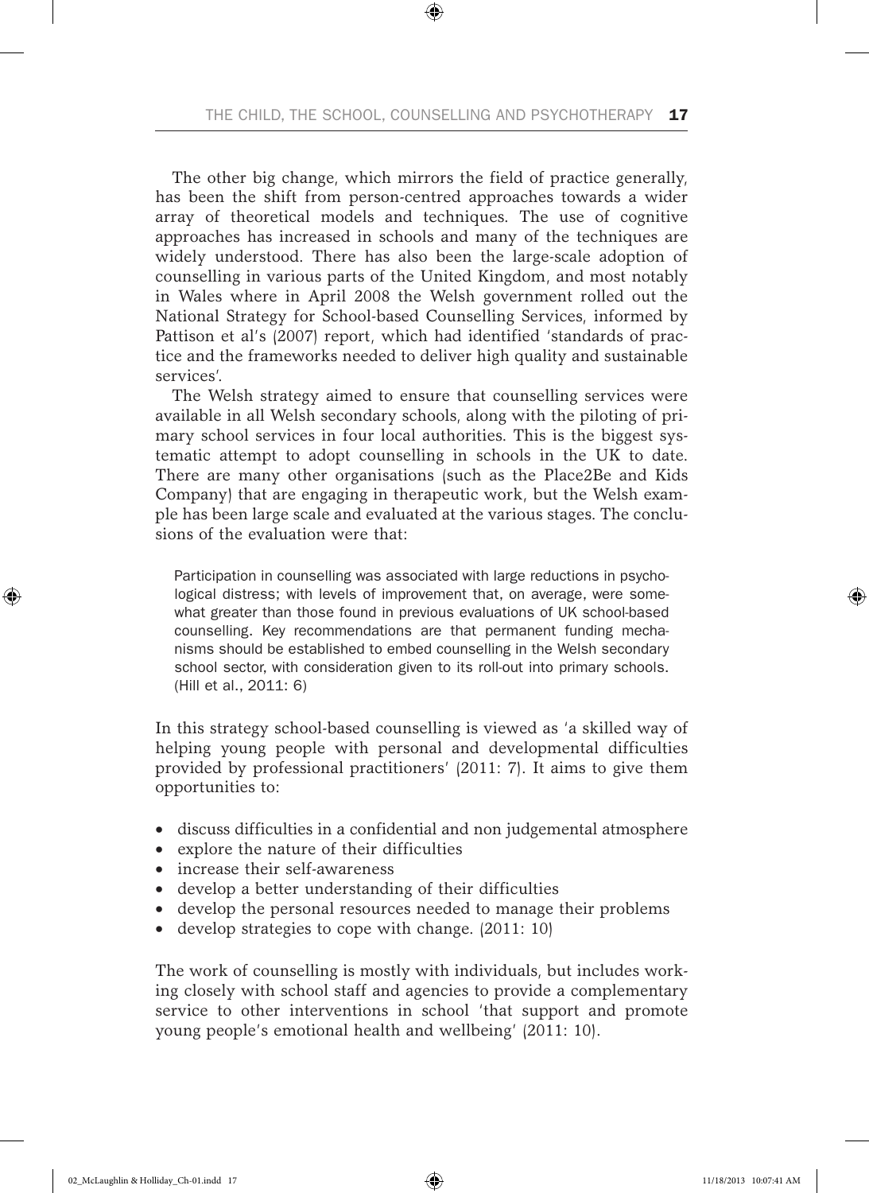The other big change, which mirrors the field of practice generally, has been the shift from person-centred approaches towards a wider array of theoretical models and techniques. The use of cognitive approaches has increased in schools and many of the techniques are widely understood. There has also been the large-scale adoption of counselling in various parts of the United Kingdom, and most notably in Wales where in April 2008 the Welsh government rolled out the National Strategy for School-based Counselling Services, informed by Pattison et al's (2007) report, which had identified 'standards of practice and the frameworks needed to deliver high quality and sustainable services'.

The Welsh strategy aimed to ensure that counselling services were available in all Welsh secondary schools, along with the piloting of primary school services in four local authorities. This is the biggest systematic attempt to adopt counselling in schools in the UK to date. There are many other organisations (such as the Place2Be and Kids Company) that are engaging in therapeutic work, but the Welsh example has been large scale and evaluated at the various stages. The conclusions of the evaluation were that:

> Participation in counselling was associated with large reductions in psychological distress; with levels of improvement that, on average, were somewhat greater than those found in previous evaluations of UK school-based counselling. Key recommendations are that permanent funding mechanisms should be established to embed counselling in the Welsh secondary school sector, with consideration given to its roll-out into primary schools. (Hill et al., 2011: 6)

In this strategy school-based counselling is viewed as 'a skilled way of helping young people with personal and developmental difficulties provided by professional practitioners' (2011: 7). It aims to give them opportunities to:

- discuss difficulties in a confidential and non judgemental atmosphere
- explore the nature of their difficulties
- increase their self-awareness
- develop a better understanding of their difficulties
- develop the personal resources needed to manage their problems
- develop strategies to cope with change. (2011: 10)

The work of counselling is mostly with individuals, but includes working closely with school staff and agencies to provide a complementary service to other interventions in school 'that support and promote young people's emotional health and wellbeing' (2011: 10).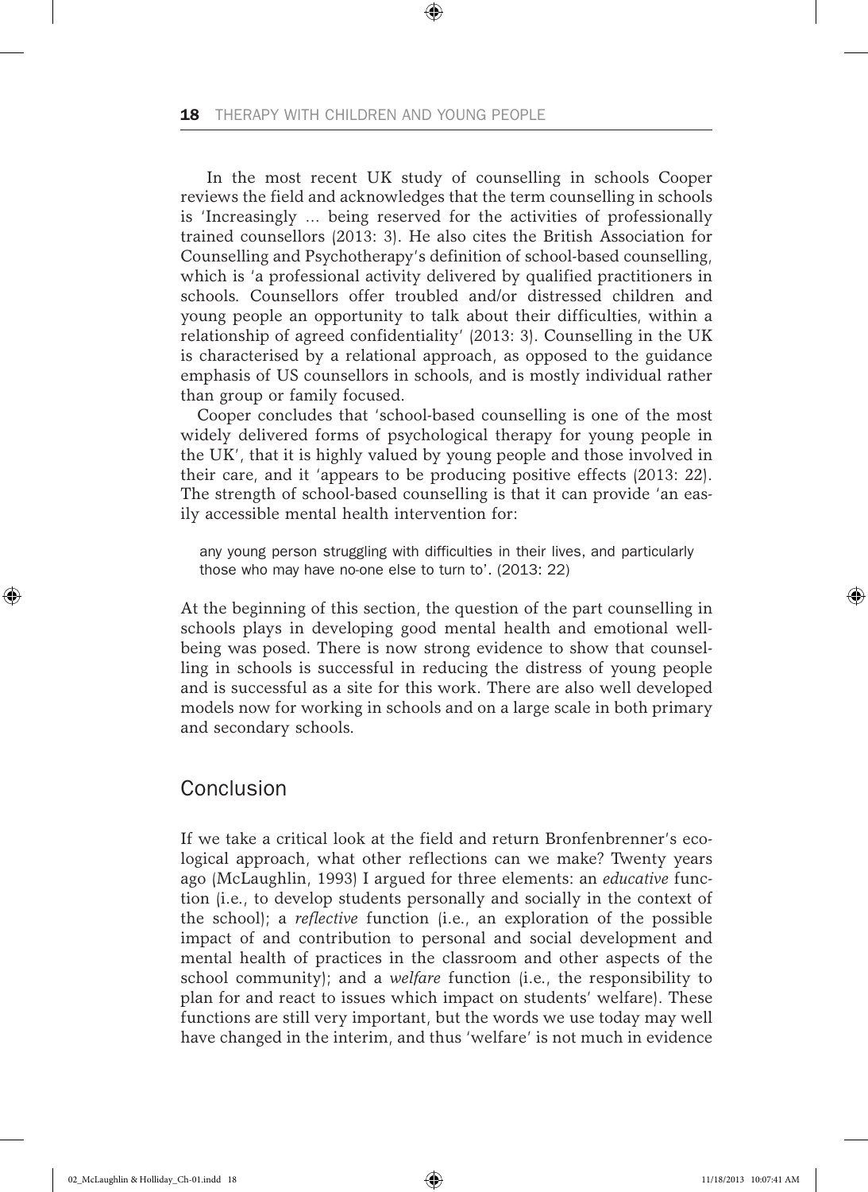In the most recent UK study of counselling in schools Cooper reviews the field and acknowledges that the term counselling in schools is 'Increasingly … being reserved for the activities of professionally trained counsellors (2013: 3). He also cites the British Association for Counselling and Psychotherapy's definition of school-based counselling, which is 'a professional activity delivered by qualified practitioners in schools. Counsellors offer troubled and/or distressed children and young people an opportunity to talk about their difficulties, within a relationship of agreed confidentiality' (2013: 3). Counselling in the UK is characterised by a relational approach, as opposed to the guidance emphasis of US counsellors in schools, and is mostly individual rather than group or family focused.

Cooper concludes that 'school-based counselling is one of the most widely delivered forms of psychological therapy for young people in the UK', that it is highly valued by young people and those involved in their care, and it 'appears to be producing positive effects (2013: 22). The strength of school-based counselling is that it can provide 'an easily accessible mental health intervention for:

> any young person struggling with difficulties in their lives, and particularly those who may have no-one else to turn to'. (2013: 22)

At the beginning of this section, the question of the part counselling in schools plays in developing good mental health and emotional wellbeing was posed. There is now strong evidence to show that counselling in schools is successful in reducing the distress of young people and is successful as a site for this work. There are also well developed models now for working in schools and on a large scale in both primary and secondary schools.

## Conclusion

If we take a critical look at the field and return Bronfenbrenner's ecological approach, what other reflections can we make? Twenty years ago (McLaughlin, 1993) I argued for three elements: an *educative* function (i.e., to develop students personally and socially in the context of the school); a *reflective* function (i.e., an exploration of the possible impact of and contribution to personal and social development and mental health of practices in the classroom and other aspects of the school community); and a *welfare* function (i.e., the responsibility to plan for and react to issues which impact on students' welfare). These functions are still very important, but the words we use today may well have changed in the interim, and thus 'welfare' is not much in evidence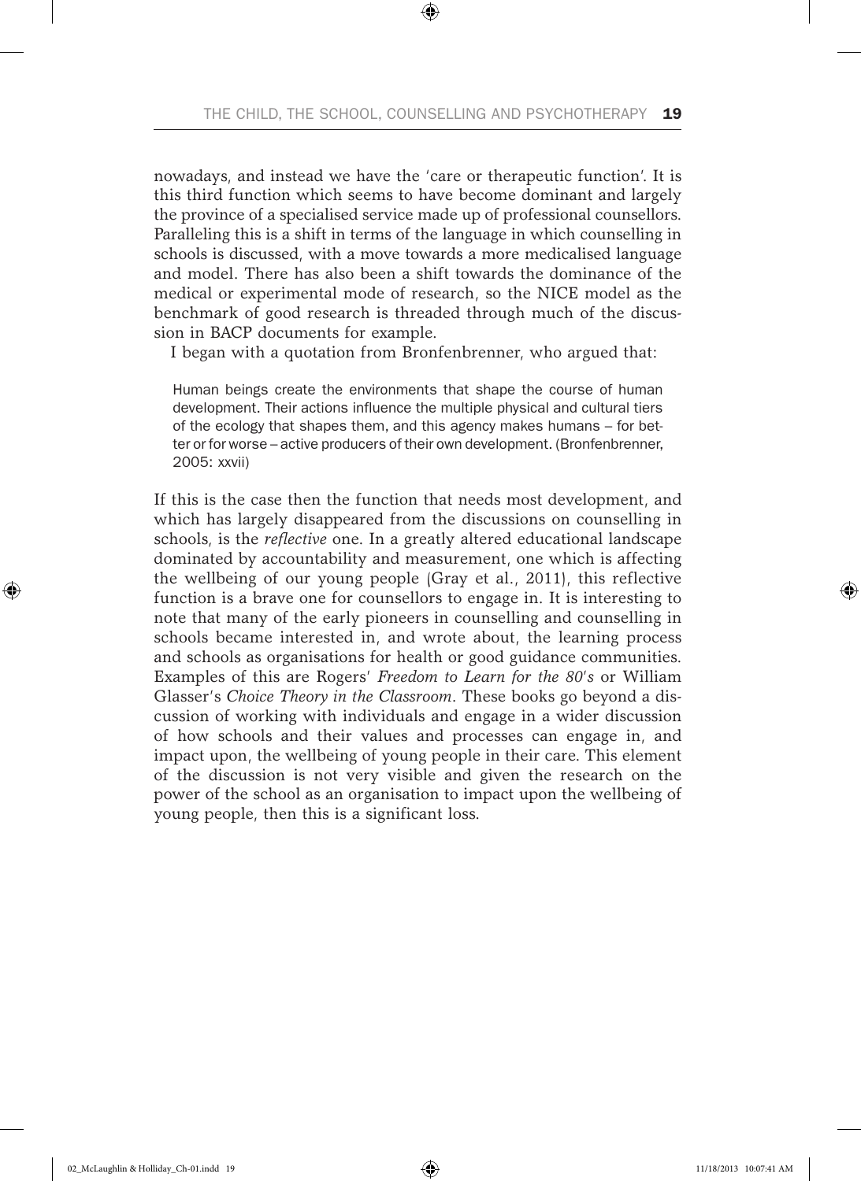nowadays, and instead we have the 'care or therapeutic function'. It is this third function which seems to have become dominant and largely the province of a specialised service made up of professional counsellors. Paralleling this is a shift in terms of the language in which counselling in schools is discussed, with a move towards a more medicalised language and model. There has also been a shift towards the dominance of the medical or experimental mode of research, so the NICE model as the benchmark of good research is threaded through much of the discussion in BACP documents for example.

I began with a quotation from Bronfenbrenner, who argued that:

> Human beings create the environments that shape the course of human development. Their actions influence the multiple physical and cultural tiers of the ecology that shapes them, and this agency makes humans – for better or for worse – active producers of their own development. (Bronfenbrenner, 2005: xxvii)

If this is the case then the function that needs most development, and which has largely disappeared from the discussions on counselling in schools, is the *reflective* one. In a greatly altered educational landscape dominated by accountability and measurement, one which is affecting the wellbeing of our young people (Gray et al., 2011), this reflective function is a brave one for counsellors to engage in. It is interesting to note that many of the early pioneers in counselling and counselling in schools became interested in, and wrote about, the learning process and schools as organisations for health or good guidance communities. Examples of this are Rogers' *Freedom to Learn for the 80's* or William Glasser's *Choice Theory in the Classroom*. These books go beyond a discussion of working with individuals and engage in a wider discussion of how schools and their values and processes can engage in, and impact upon, the wellbeing of young people in their care. This element of the discussion is not very visible and given the research on the power of the school as an organisation to impact upon the wellbeing of young people, then this is a significant loss.